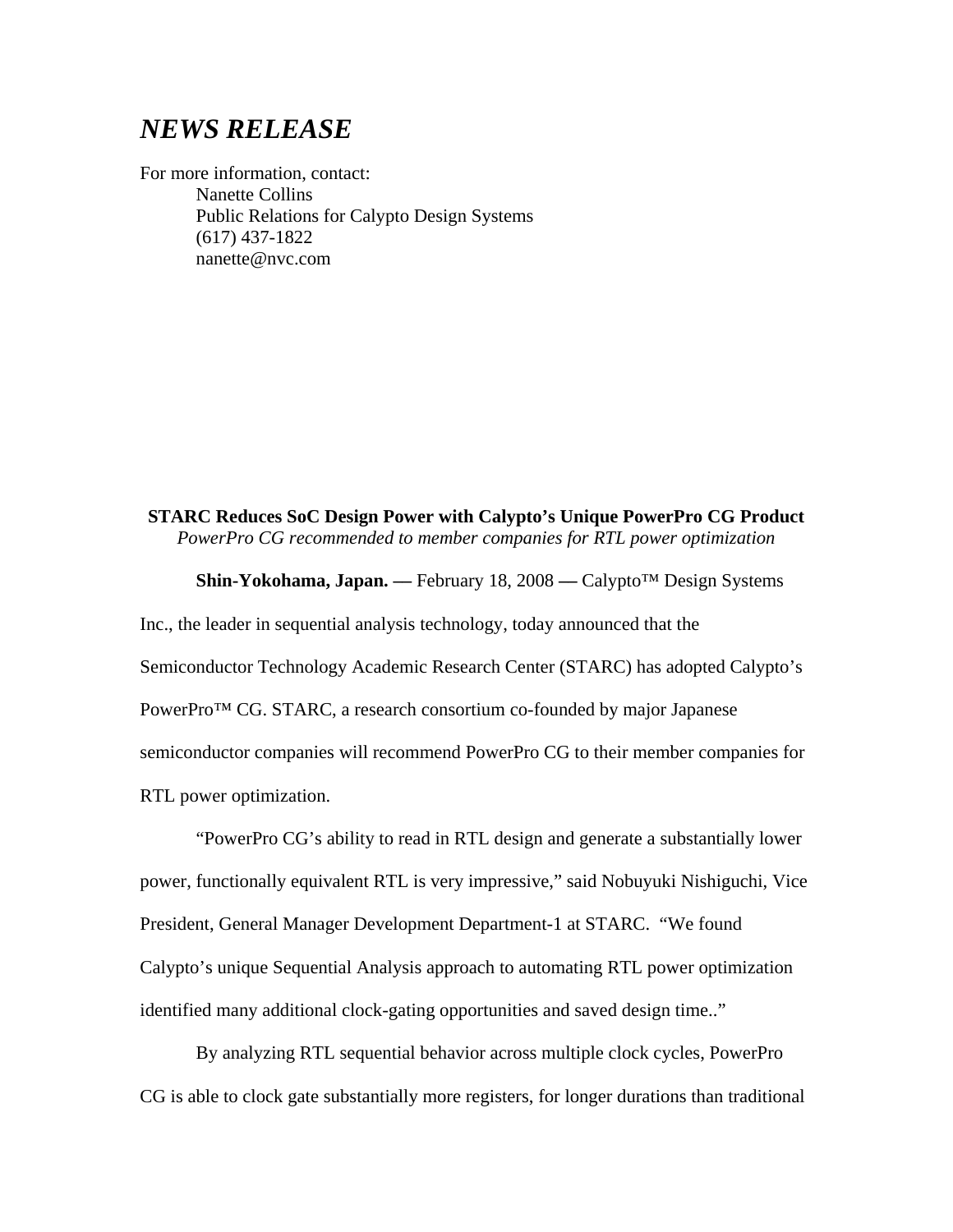# *NEWS RELEASE*

For more information, contact:

Nanette Collins
Public Relations for Calypto Design Systems
(617) 437-1822
nanette@nvc.com

**STARC Reduces SoC Design Power with Calypto's Unique PowerPro CG Product**

*PowerPro CG recommended to member companies for RTL power optimization*

**Shin-Yokohama, Japan. —** February 18, 2008 **—** Calypto™ Design Systems Inc., the leader in sequential analysis technology, today announced that the Semiconductor Technology Academic Research Center (STARC) has adopted Calypto's PowerPro™ CG. STARC, a research consortium co-founded by major Japanese semiconductor companies will recommend PowerPro CG to their member companies for RTL power optimization.

"PowerPro CG's ability to read in RTL design and generate a substantially lower power, functionally equivalent RTL is very impressive," said Nobuyuki Nishiguchi, Vice President, General Manager Development Department-1 at STARC. "We found Calypto's unique Sequential Analysis approach to automating RTL power optimization identified many additional clock-gating opportunities and saved design time.."

By analyzing RTL sequential behavior across multiple clock cycles, PowerPro CG is able to clock gate substantially more registers, for longer durations than traditional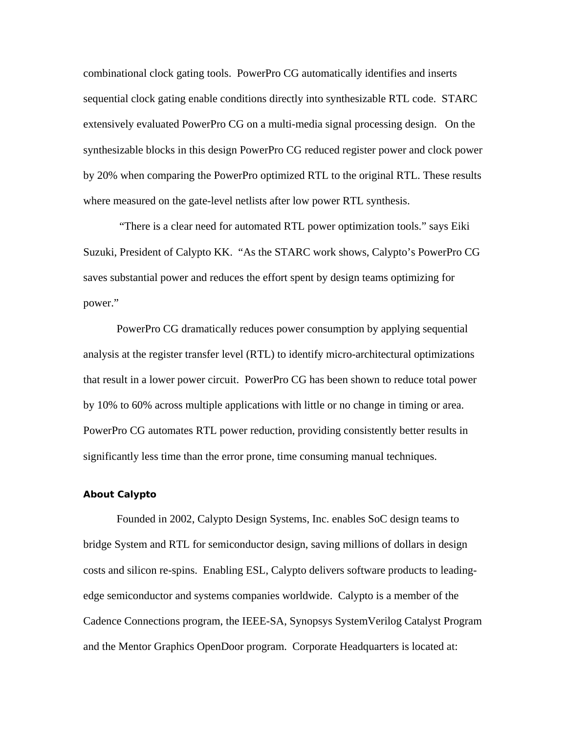combinational clock gating tools. PowerPro CG automatically identifies and inserts sequential clock gating enable conditions directly into synthesizable RTL code. STARC extensively evaluated PowerPro CG on a multi-media signal processing design. On the synthesizable blocks in this design PowerPro CG reduced register power and clock power by 20% when comparing the PowerPro optimized RTL to the original RTL. These results where measured on the gate-level netlists after low power RTL synthesis.

"There is a clear need for automated RTL power optimization tools." says Eiki Suzuki, President of Calypto KK. "As the STARC work shows, Calypto's PowerPro CG saves substantial power and reduces the effort spent by design teams optimizing for power."

PowerPro CG dramatically reduces power consumption by applying sequential analysis at the register transfer level (RTL) to identify micro-architectural optimizations that result in a lower power circuit. PowerPro CG has been shown to reduce total power by 10% to 60% across multiple applications with little or no change in timing or area. PowerPro CG automates RTL power reduction, providing consistently better results in significantly less time than the error prone, time consuming manual techniques.

**About Calypto**

Founded in 2002, Calypto Design Systems, Inc. enables SoC design teams to bridge System and RTL for semiconductor design, saving millions of dollars in design costs and silicon re-spins. Enabling ESL, Calypto delivers software products to leading-edge semiconductor and systems companies worldwide. Calypto is a member of the Cadence Connections program, the IEEE-SA, Synopsys SystemVerilog Catalyst Program and the Mentor Graphics OpenDoor program. Corporate Headquarters is located at: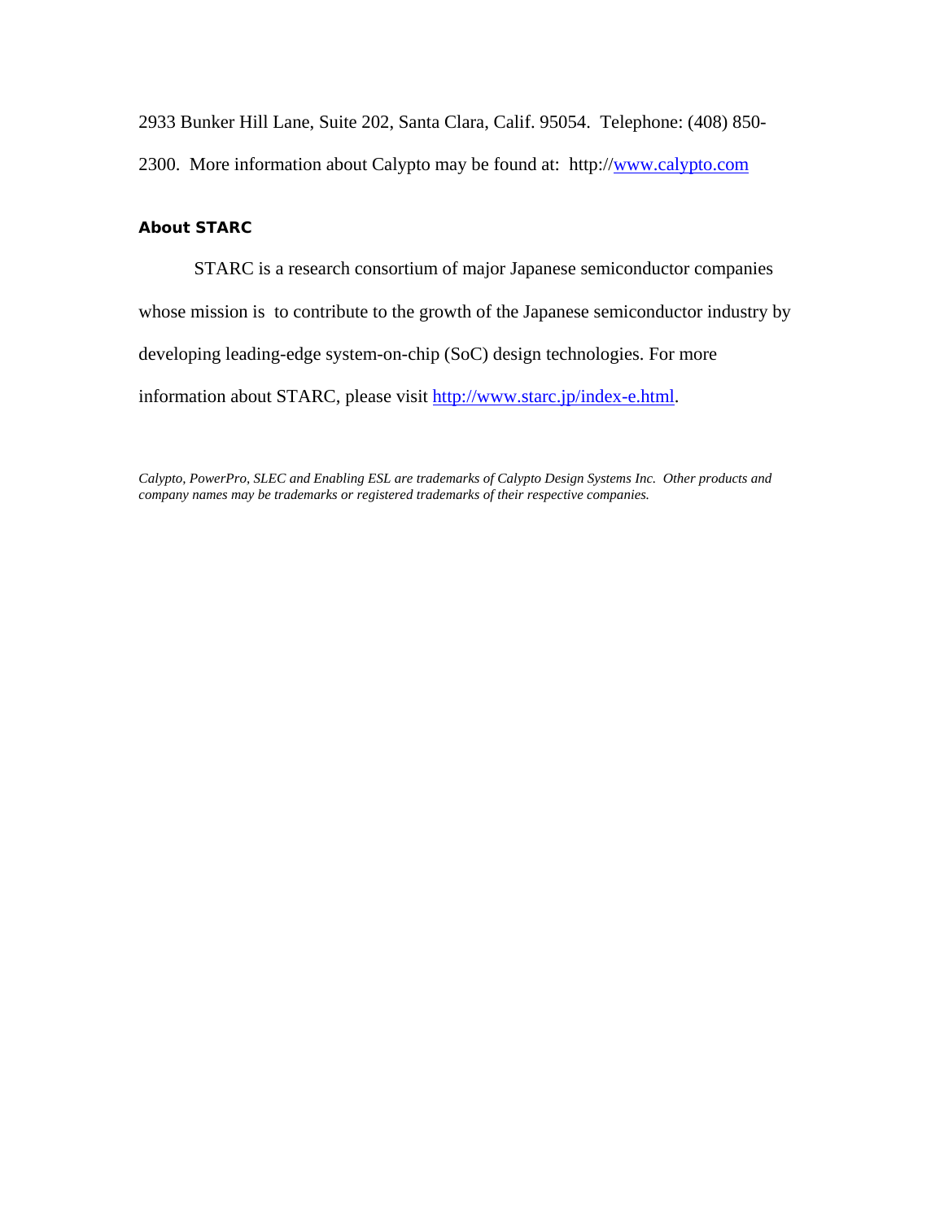2933 Bunker Hill Lane, Suite 202, Santa Clara, Calif. 95054. Telephone: (408) 850-2300. More information about Calypto may be found at: http://www.calypto.com

### About STARC

STARC is a research consortium of major Japanese semiconductor companies whose mission is to contribute to the growth of the Japanese semiconductor industry by developing leading-edge system-on-chip (SoC) design technologies. For more information about STARC, please visit http://www.starc.jp/index-e.html.

*Calypto, PowerPro, SLEC and Enabling ESL are trademarks of Calypto Design Systems Inc. Other products and company names may be trademarks or registered trademarks of their respective companies.*